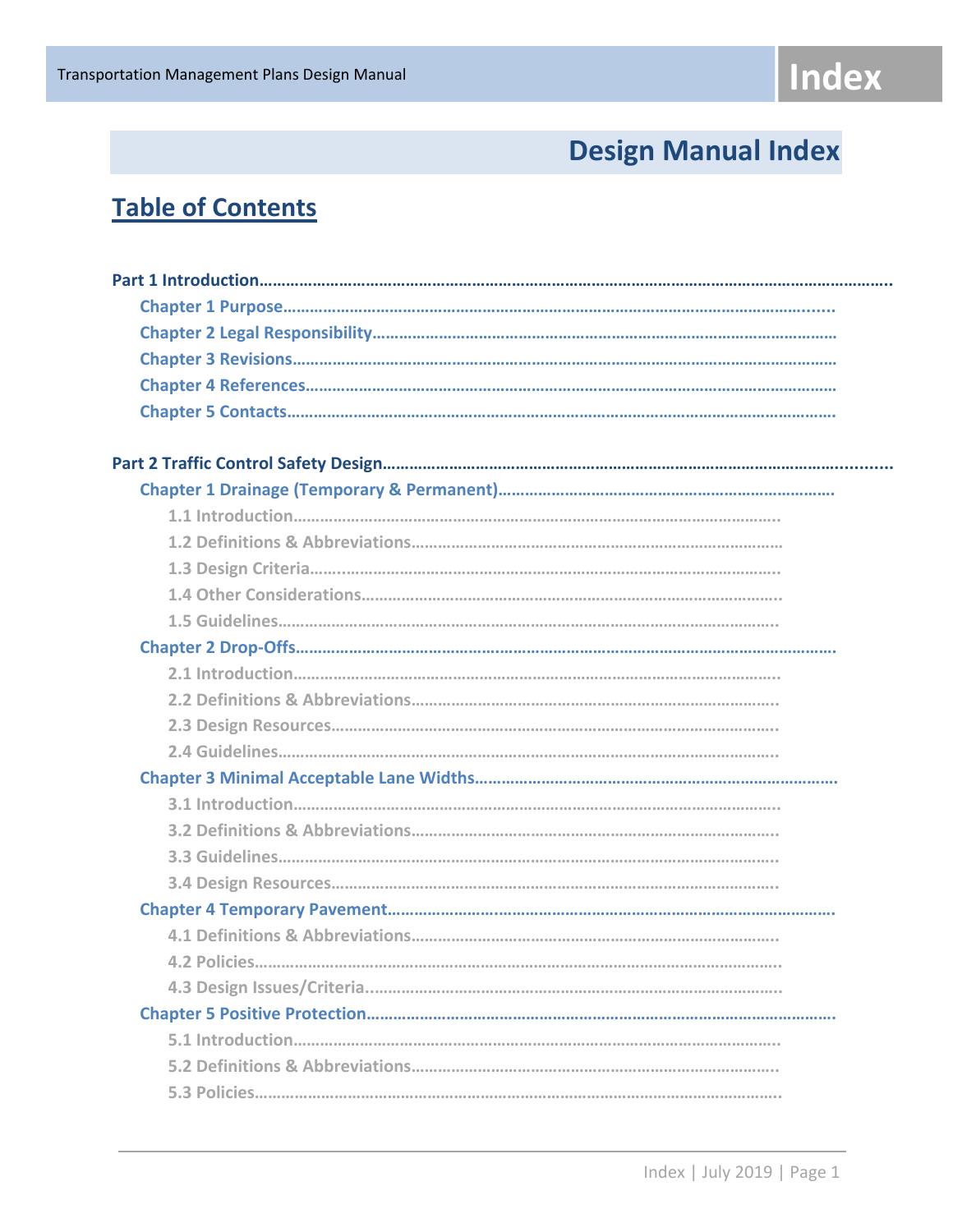# Design Manual Index

## Table of Contents

**Part 1 Introduction**……………………………………………………………………………………………………………………

- Chapter 1 Purpose……………………………………………………………………………………………………
- Chapter 2 Legal Responsibility…………………………………………………………………………………
- Chapter 3 Revisions…………………………………………………………………………………………………
- Chapter 4 References………………………………………………………………………………………………
- Chapter 5 Contacts…………………………………………………………………………………………………

**Part 2 Traffic Control Safety Design**………………………………………………………………………………………

- Chapter 1 Drainage (Temporary & Permanent)……………………………………………………………
  - 1.1 Introduction……………………………………………………………………………………
  - 1.2 Definitions & Abbreviations……………………………………………………………
  - 1.3 Design Criteria………………………………………………………………………………
  - 1.4 Other Considerations………………………………………………………………………
  - 1.5 Guidelines………………………………………………………………………………………
- Chapter 2 Drop-Offs…………………………………………………………………………………………………
  - 2.1 Introduction……………………………………………………………………………………
  - 2.2 Definitions & Abbreviations……………………………………………………………
  - 2.3 Design Resources……………………………………………………………………………
  - 2.4 Guidelines………………………………………………………………………………………
- Chapter 3 Minimal Acceptable Lane Widths………………………………………………………………
  - 3.1 Introduction……………………………………………………………………………………
  - 3.2 Definitions & Abbreviations……………………………………………………………
  - 3.3 Guidelines………………………………………………………………………………………
  - 3.4 Design Resources……………………………………………………………………………
- Chapter 4 Temporary Pavement……………………………………………………………………………
  - 4.1 Definitions & Abbreviations……………………………………………………………
  - 4.2 Policies…………………………………………………………………………………………
  - 4.3 Design Issues/Criteria……………………………………………………………………
- Chapter 5 Positive Protection…………………………………………………………………………………
  - 5.1 Introduction……………………………………………………………………………………
  - 5.2 Definitions & Abbreviations……………………………………………………………
  - 5.3 Policies…………………………………………………………………………………………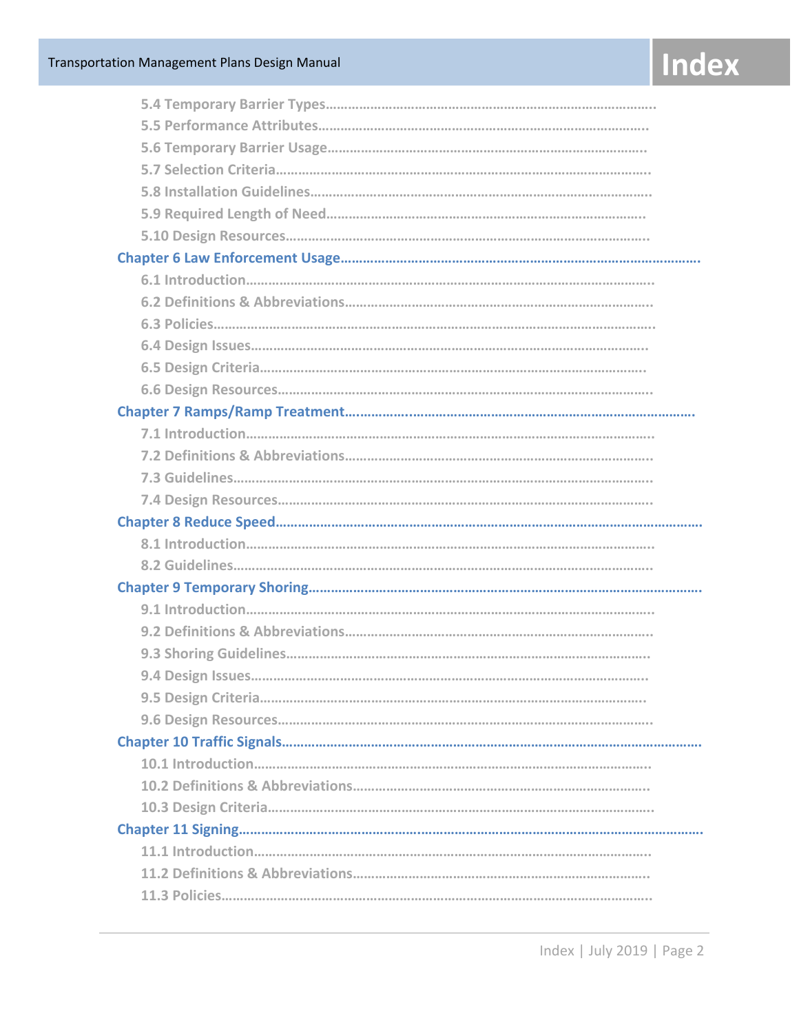5.4 Temporary Barrier Types……………………………………………………………………………………..
5.5 Performance Attributes…………………………………………………………………………………..
5.6 Temporary Barrier Usage………………………………………………………………………………..
5.7 Selection Criteria…………………………………………………………………………………………..
5.8 Installation Guidelines……………………………………………………………………………………
5.9 Required Length of Need……………………………………………………………………………….
5.10 Design Resources…………………………………………………………………………………………

**Chapter 6 Law Enforcement Usage………………………………………………………………………………….**

6.1 Introduction…………………………………………………………………………………………………..
6.2 Definitions & Abbreviations…………………………………………………………………………….
6.3 Policies…………………………………………………………………………………………………………
6.4 Design Issues…………………………………………………………………………………………………
6.5 Design Criteria……………………………………………………………………………………………..
6.6 Design Resources…………………………………………………………………………………………..

**Chapter 7 Ramps/Ramp Treatment………………………………………………………………………………..**

7.1 Introduction…………………………………………………………………………………………………..
7.2 Definitions & Abbreviations…………………………………………………………………………….
7.3 Guidelines…………………………………………………………………………………………………….
7.4 Design Resources…………………………………………………………………………………………..

**Chapter 8 Reduce Speed………………………………………………………………………………………………..**

8.1 Introduction…………………………………………………………………………………………………..
8.2 Guidelines…………………………………………………………………………………………………….

**Chapter 9 Temporary Shoring………………………………………………………………………………………..**

9.1 Introduction…………………………………………………………………………………………………..
9.2 Definitions & Abbreviations…………………………………………………………………………….
9.3 Shoring Guidelines…………………………………………………………………………………………
9.4 Design Issues…………………………………………………………………………………………………
9.5 Design Criteria……………………………………………………………………………………………..
9.6 Design Resources…………………………………………………………………………………………..

**Chapter 10 Traffic Signals……………………………………………………………………………………………..**

10.1 Introduction…………………………………………………………………………………………………
10.2 Definitions & Abbreviations…………………………………………………………………………..
10.3 Design Criteria……………………………………………………………………………………………..

**Chapter 11 Signing……………………………………………………………………………………………………….**

11.1 Introduction…………………………………………………………………………………………………
11.2 Definitions & Abbreviations…………………………………………………………………………..
11.3 Policies………………………………………………………………………………………………………..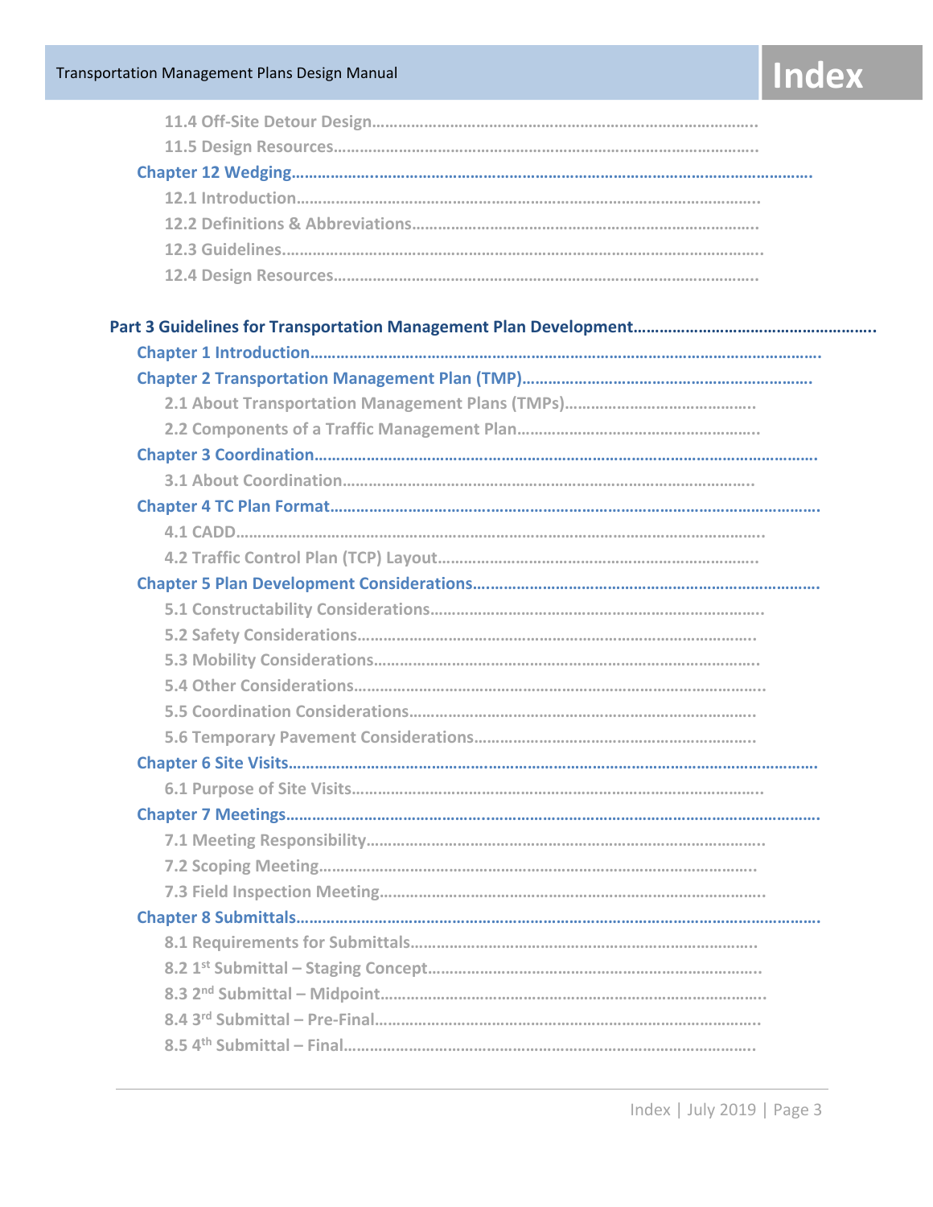11.4 Off-Site Detour Design

11.5 Design Resources

Chapter 12 Wedging

12.1 Introduction

12.2 Definitions & Abbreviations

12.3 Guidelines

12.4 Design Resources

**Part 3 Guidelines for Transportation Management Plan Development**

Chapter 1 Introduction

Chapter 2 Transportation Management Plan (TMP)

2.1 About Transportation Management Plans (TMPs)

2.2 Components of a Traffic Management Plan

Chapter 3 Coordination

3.1 About Coordination

Chapter 4 TC Plan Format

4.1 CADD

4.2 Traffic Control Plan (TCP) Layout

Chapter 5 Plan Development Considerations

5.1 Constructability Considerations

5.2 Safety Considerations

5.3 Mobility Considerations

5.4 Other Considerations

5.5 Coordination Considerations

5.6 Temporary Pavement Considerations

Chapter 6 Site Visits

6.1 Purpose of Site Visits

Chapter 7 Meetings

7.1 Meeting Responsibility

7.2 Scoping Meeting

7.3 Field Inspection Meeting

Chapter 8 Submittals

8.1 Requirements for Submittals

8.2 1st Submittal – Staging Concept

8.3 2nd Submittal – Midpoint

8.4 3rd Submittal – Pre-Final

8.5 4th Submittal – Final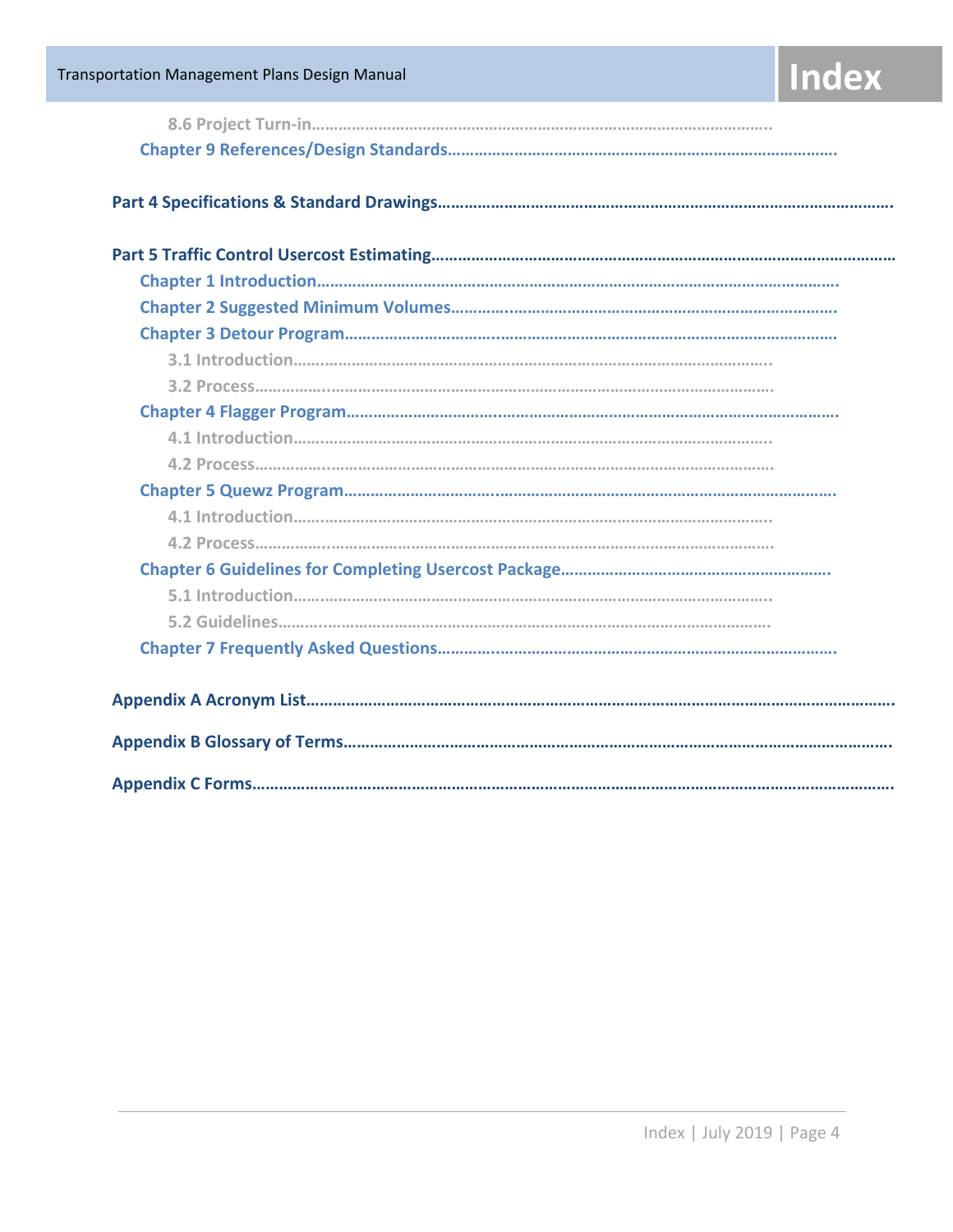8.6 Project Turn-in……………………………………………………………………………………………..

Chapter 9 References/Design Standards…………………………………………………………………………….

Part 4 Specifications & Standard Drawings…………………………………………………………………………………………….

Part 5 Traffic Control Usercost Estimating……………………………………………………………………………………………

Chapter 1 Introduction…………………………………………………………………………………………………….

Chapter 2 Suggested Minimum Volumes…………………………………………………………………………….

Chapter 3 Detour Program………………………………………………………………………………………………….

3.1 Introduction……………………………………………………………………………………………..

3.2 Process……………………………………………………………………………………………………

Chapter 4 Flagger Program………………………………………………………………………………………………….

4.1 Introduction……………………………………………………………………………………………..

4.2 Process……………………………………………………………………………………………………

Chapter 5 Quewz Program………………………………………………………………………………………………….

4.1 Introduction……………………………………………………………………………………………..

4.2 Process……………………………………………………………………………………………………

Chapter 6 Guidelines for Completing Usercost Package…………………………………………………….

5.1 Introduction……………………………………………………………………………………………..

5.2 Guidelines………………………………………………………………………………………………

Chapter 7 Frequently Asked Questions……………………………………………………………………………….

Appendix A Acronym List…………………………………………………………………………………………………………………

Appendix B Glossary of Terms…………………………………………………………………………………………………………..

Appendix C Forms…………………………………………………………………………………………………………………………….